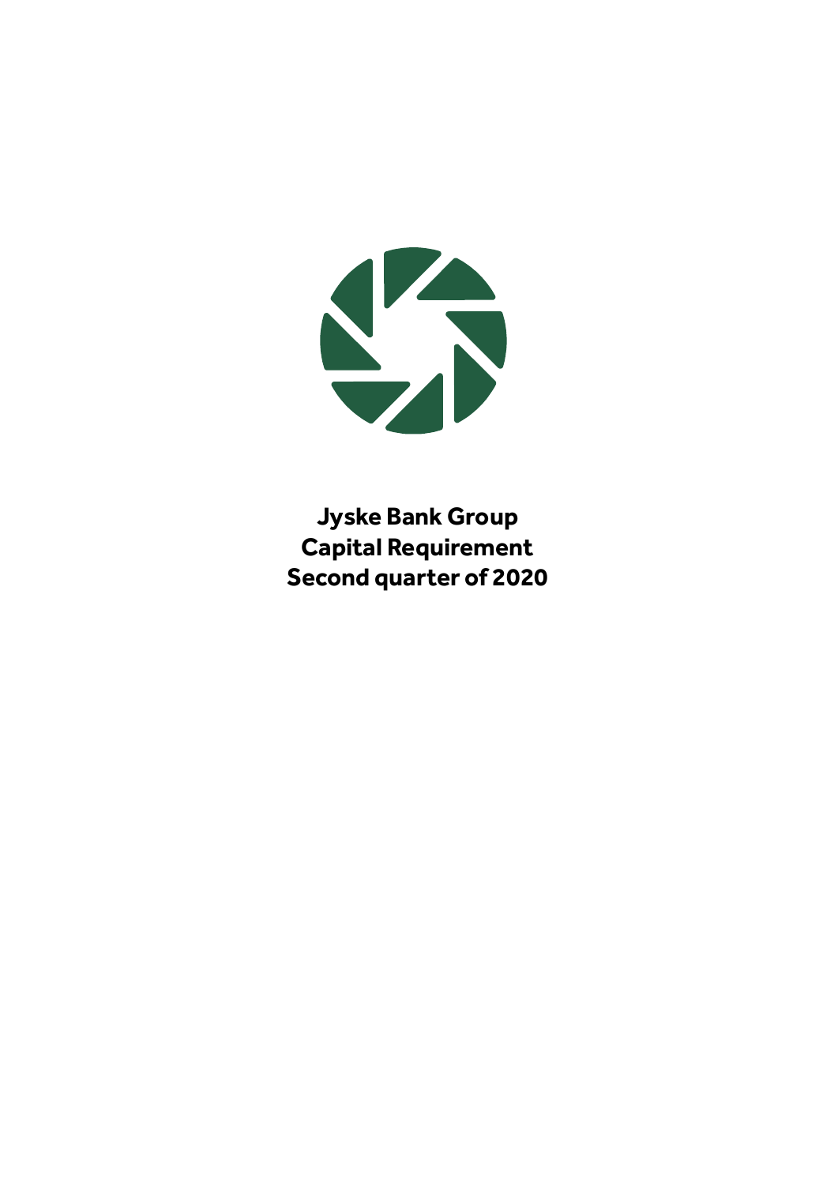# Jyske Bank Group
# Capital Requirement
# Second quarter of 2020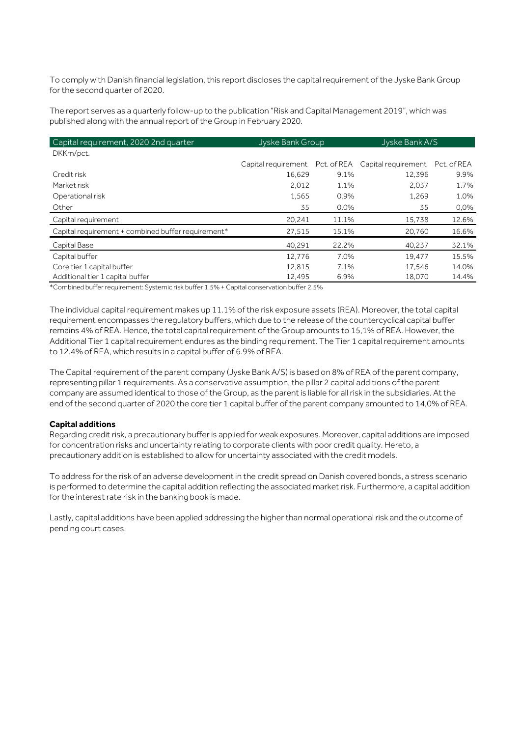To comply with Danish financial legislation, this report discloses the capital requirement of the Jyske Bank Group for the second quarter of 2020.

The report serves as a quarterly follow-up to the publication "Risk and Capital Management 2019", which was published along with the annual report of the Group in February 2020.

| Capital requirement, 2020 2nd quarter | Jyske Bank Group | | Jyske Bank A/S | |
|---|---|---|---|---|
| DKKm/pct. | | | | |
| | Capital requirement | Pct. of REA | Capital requirement | Pct. of REA |
| Credit risk | 16,629 | 9.1% | 12,396 | 9.9% |
| Market risk | 2,012 | 1.1% | 2,037 | 1.7% |
| Operational risk | 1,565 | 0.9% | 1,269 | 1.0% |
| Other | 35 | 0.0% | 35 | 0,0% |
| Capital requirement | 20,241 | 11.1% | 15,738 | 12.6% |
| Capital requirement + combined buffer requirement* | 27,515 | 15.1% | 20,760 | 16.6% |
| Capital Base | 40,291 | 22.2% | 40,237 | 32.1% |
| Capital buffer | 12,776 | 7.0% | 19,477 | 15.5% |
| Core tier 1 capital buffer | 12,815 | 7.1% | 17,546 | 14.0% |
| Additional tier 1 capital buffer | 12,495 | 6.9% | 18,070 | 14.4% |

*Combined buffer requirement: Systemic risk buffer 1.5% + Capital conservation buffer 2.5%

The individual capital requirement makes up 11.1% of the risk exposure assets (REA). Moreover, the total capital requirement encompasses the regulatory buffers, which due to the release of the countercyclical capital buffer remains 4% of REA. Hence, the total capital requirement of the Group amounts to 15,1% of REA. However, the Additional Tier 1 capital requirement endures as the binding requirement. The Tier 1 capital requirement amounts to 12.4% of REA, which results in a capital buffer of 6.9% of REA.

The Capital requirement of the parent company (Jyske Bank A/S) is based on 8% of REA of the parent company, representing pillar 1 requirements. As a conservative assumption, the pillar 2 capital additions of the parent company are assumed identical to those of the Group, as the parent is liable for all risk in the subsidiaries. At the end of the second quarter of 2020 the core tier 1 capital buffer of the parent company amounted to 14,0% of REA.

**Capital additions**

Regarding credit risk, a precautionary buffer is applied for weak exposures. Moreover, capital additions are imposed for concentration risks and uncertainty relating to corporate clients with poor credit quality. Hereto, a precautionary addition is established to allow for uncertainty associated with the credit models.

To address for the risk of an adverse development in the credit spread on Danish covered bonds, a stress scenario is performed to determine the capital addition reflecting the associated market risk. Furthermore, a capital addition for the interest rate risk in the banking book is made.

Lastly, capital additions have been applied addressing the higher than normal operational risk and the outcome of pending court cases.